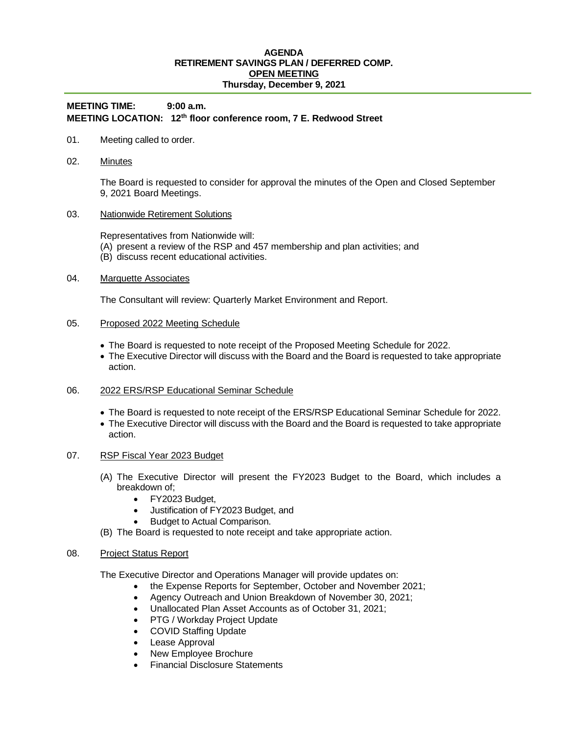**AGENDA**
**RETIREMENT SAVINGS PLAN / DEFERRED COMP.**
**<u>OPEN MEETING</u>**
**Thursday, December 9, 2021**

---

**MEETING TIME: 9:00 a.m.**
**MEETING LOCATION: 12th floor conference room, 7 E. Redwood Street**

01. Meeting called to order.

02. <u>Minutes</u>

    The Board is requested to consider for approval the minutes of the Open and Closed September 9, 2021 Board Meetings.

03. <u>Nationwide Retirement Solutions</u>

    Representatives from Nationwide will:
    (A) present a review of the RSP and 457 membership and plan activities; and
    (B) discuss recent educational activities.

04. <u>Marquette Associates</u>

    The Consultant will review: Quarterly Market Environment and Report.

05. <u>Proposed 2022 Meeting Schedule</u>

    - The Board is requested to note receipt of the Proposed Meeting Schedule for 2022.
    - The Executive Director will discuss with the Board and the Board is requested to take appropriate action.

06. <u>2022 ERS/RSP Educational Seminar Schedule</u>

    - The Board is requested to note receipt of the ERS/RSP Educational Seminar Schedule for 2022.
    - The Executive Director will discuss with the Board and the Board is requested to take appropriate action.

07. <u>RSP Fiscal Year 2023 Budget</u>

    (A) The Executive Director will present the FY2023 Budget to the Board, which includes a breakdown of;
    - FY2023 Budget,
    - Justification of FY2023 Budget, and
    - Budget to Actual Comparison.

    (B) The Board is requested to note receipt and take appropriate action.

08. <u>Project Status Report</u>

    The Executive Director and Operations Manager will provide updates on:
    - the Expense Reports for September, October and November 2021;
    - Agency Outreach and Union Breakdown of November 30, 2021;
    - Unallocated Plan Asset Accounts as of October 31, 2021;
    - PTG / Workday Project Update
    - COVID Staffing Update
    - Lease Approval
    - New Employee Brochure
    - Financial Disclosure Statements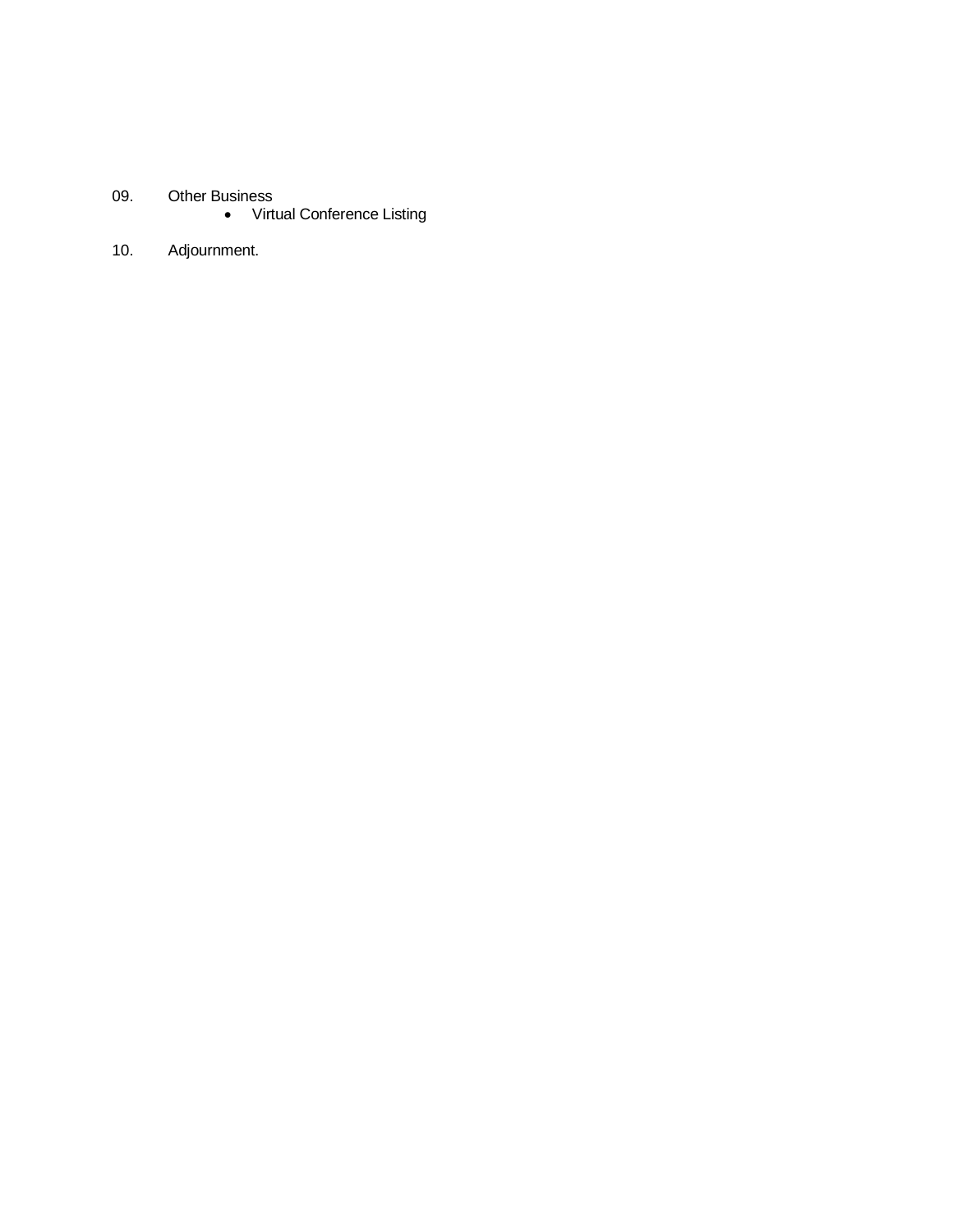09. Other Business
    - Virtual Conference Listing

10. Adjournment.